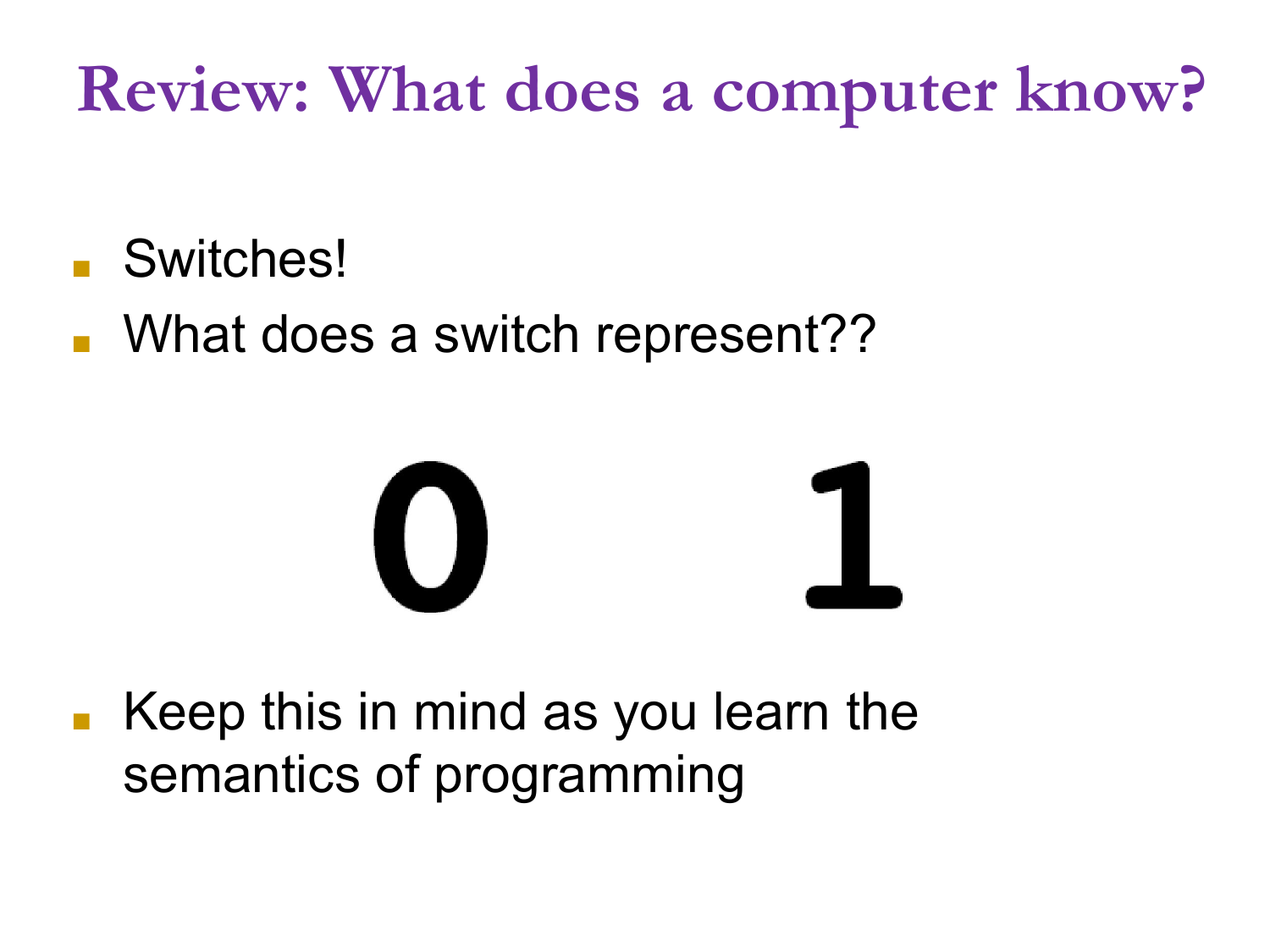# Review: What does a computer know?

- Switches!
- What does a switch represent??

0 1

- Keep this in mind as you learn the semantics of programming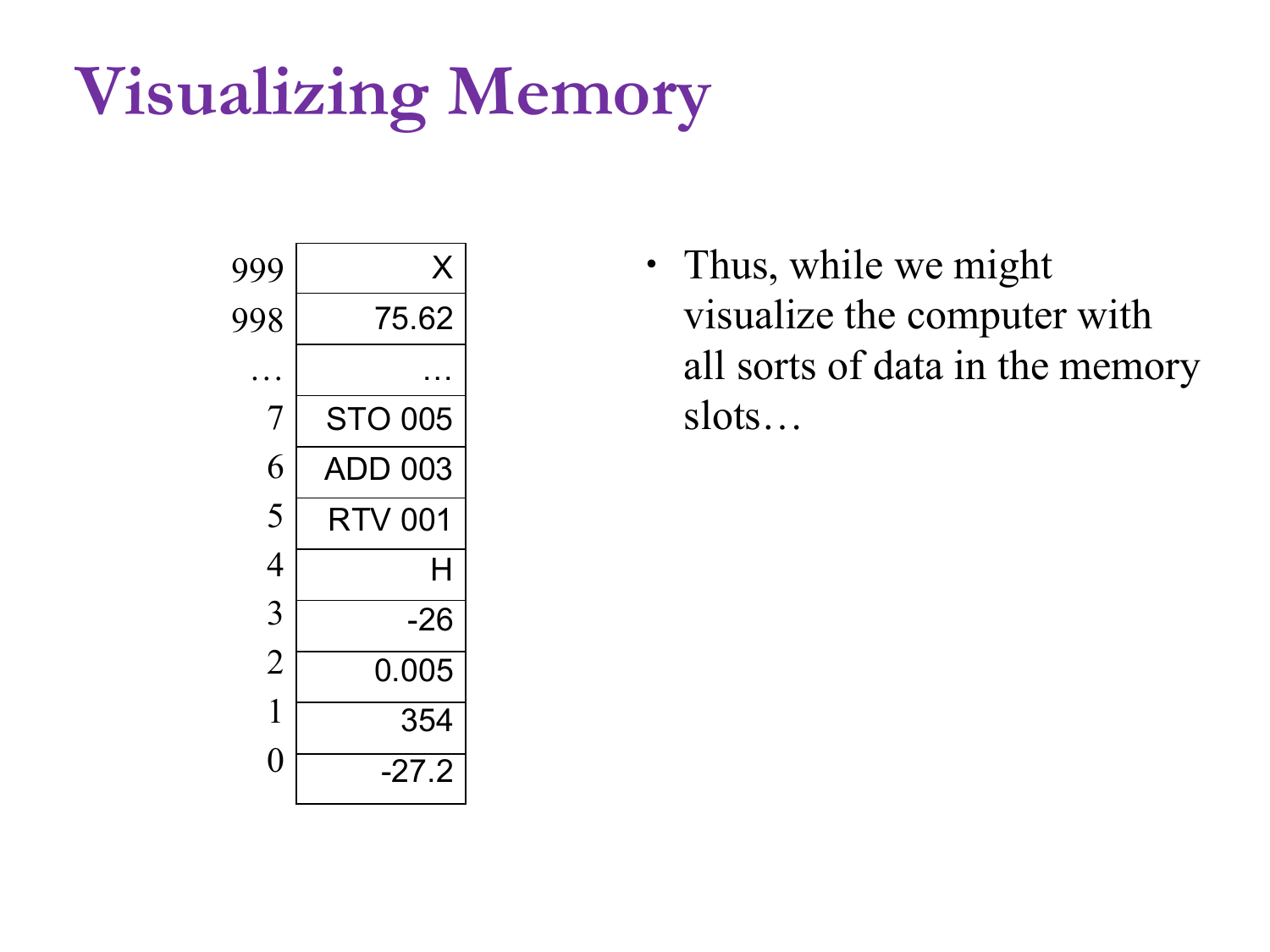# Visualizing Memory

| Address | Contents |
|---|---|
| 999 | X |
| 998 | 75.62 |
| … | … |
| 7 | STO 005 |
| 6 | ADD 003 |
| 5 | RTV 001 |
| 4 | H |
| 3 | -26 |
| 2 | 0.005 |
| 1 | 354 |
| 0 | -27.2 |

- Thus, while we might visualize the computer with all sorts of data in the memory slots…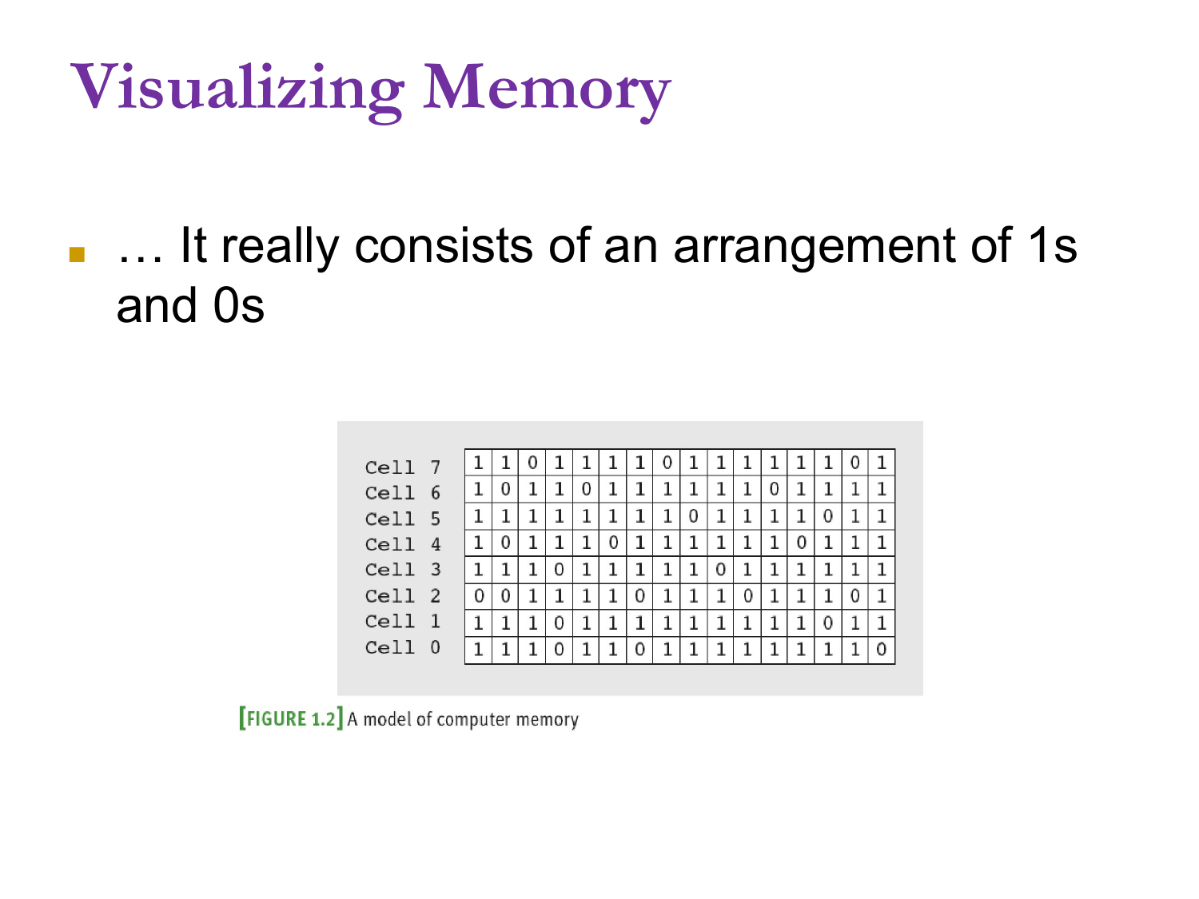# Visualizing Memory

- … It really consists of an arrangement of 1s and 0s

| | | | | | | | | | | | | | | | | |
|---|---|---|---|---|---|---|---|---|---|---|---|---|---|---|---|---|
| Cell 7 | 1 | 1 | 0 | 1 | 1 | 1 | 1 | 0 | 1 | 1 | 1 | 1 | 1 | 1 | 0 | 1 |
| Cell 6 | 1 | 0 | 1 | 1 | 0 | 1 | 1 | 1 | 1 | 1 | 1 | 0 | 1 | 1 | 1 | 1 |
| Cell 5 | 1 | 1 | 1 | 1 | 1 | 1 | 1 | 1 | 0 | 1 | 1 | 1 | 1 | 0 | 1 | 1 |
| Cell 4 | 1 | 0 | 1 | 1 | 1 | 0 | 1 | 1 | 1 | 1 | 1 | 1 | 0 | 1 | 1 | 1 |
| Cell 3 | 1 | 1 | 1 | 0 | 1 | 1 | 1 | 1 | 1 | 0 | 1 | 1 | 1 | 1 | 1 | 1 |
| Cell 2 | 0 | 0 | 1 | 1 | 1 | 1 | 0 | 1 | 1 | 1 | 0 | 1 | 1 | 1 | 0 | 1 |
| Cell 1 | 1 | 1 | 1 | 0 | 1 | 1 | 1 | 1 | 1 | 1 | 1 | 1 | 1 | 0 | 1 | 1 |
| Cell 0 | 1 | 1 | 1 | 0 | 1 | 1 | 0 | 1 | 1 | 1 | 1 | 1 | 1 | 1 | 1 | 0 |

[FIGURE 1.2] A model of computer memory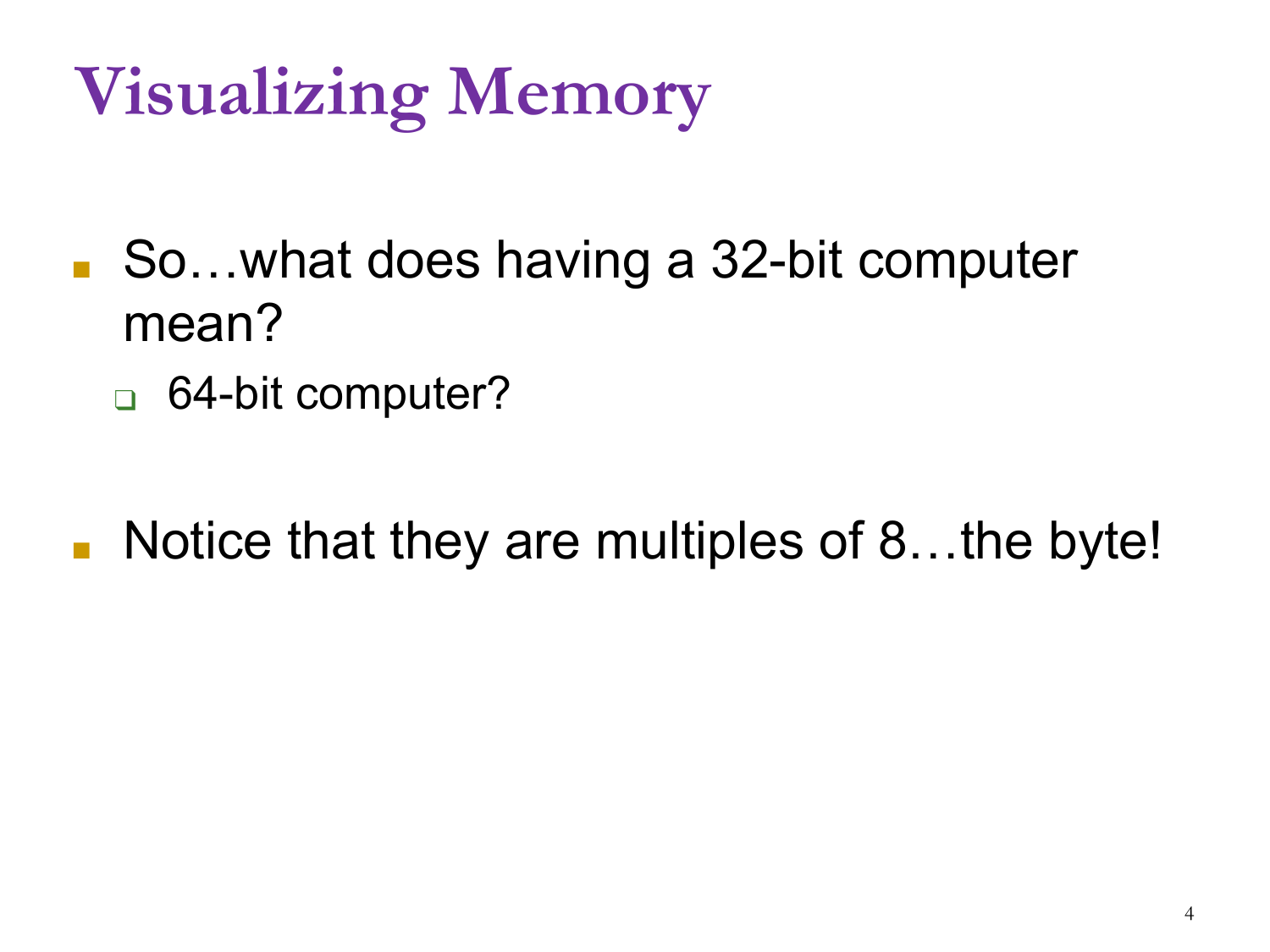# Visualizing Memory

- So…what does having a 32-bit computer mean?
  - 64-bit computer?

- Notice that they are multiples of 8…the byte!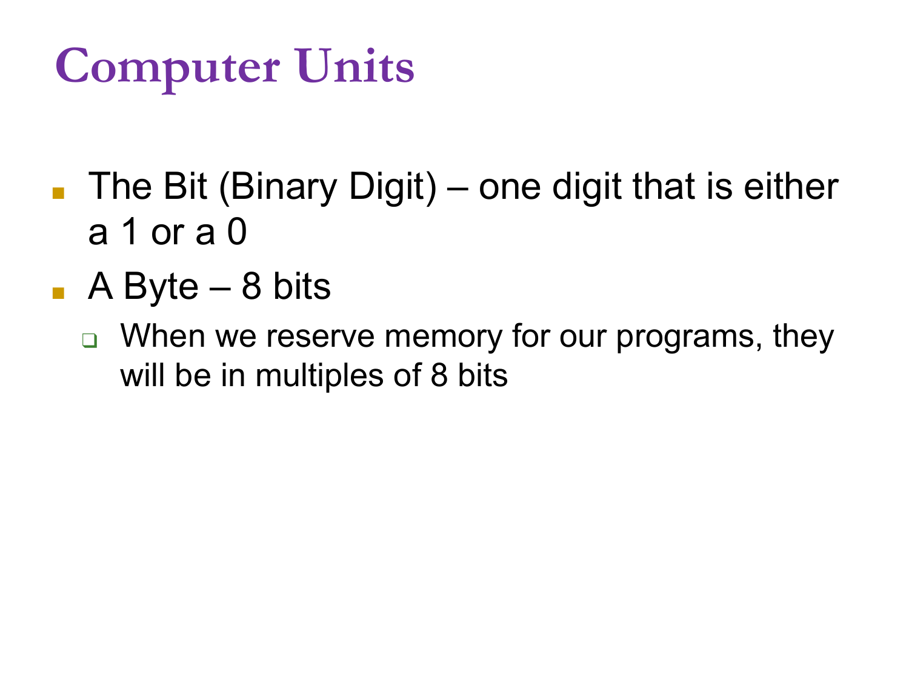# Computer Units

- The Bit (Binary Digit) – one digit that is either a 1 or a 0
- A Byte – 8 bits
  - When we reserve memory for our programs, they will be in multiples of 8 bits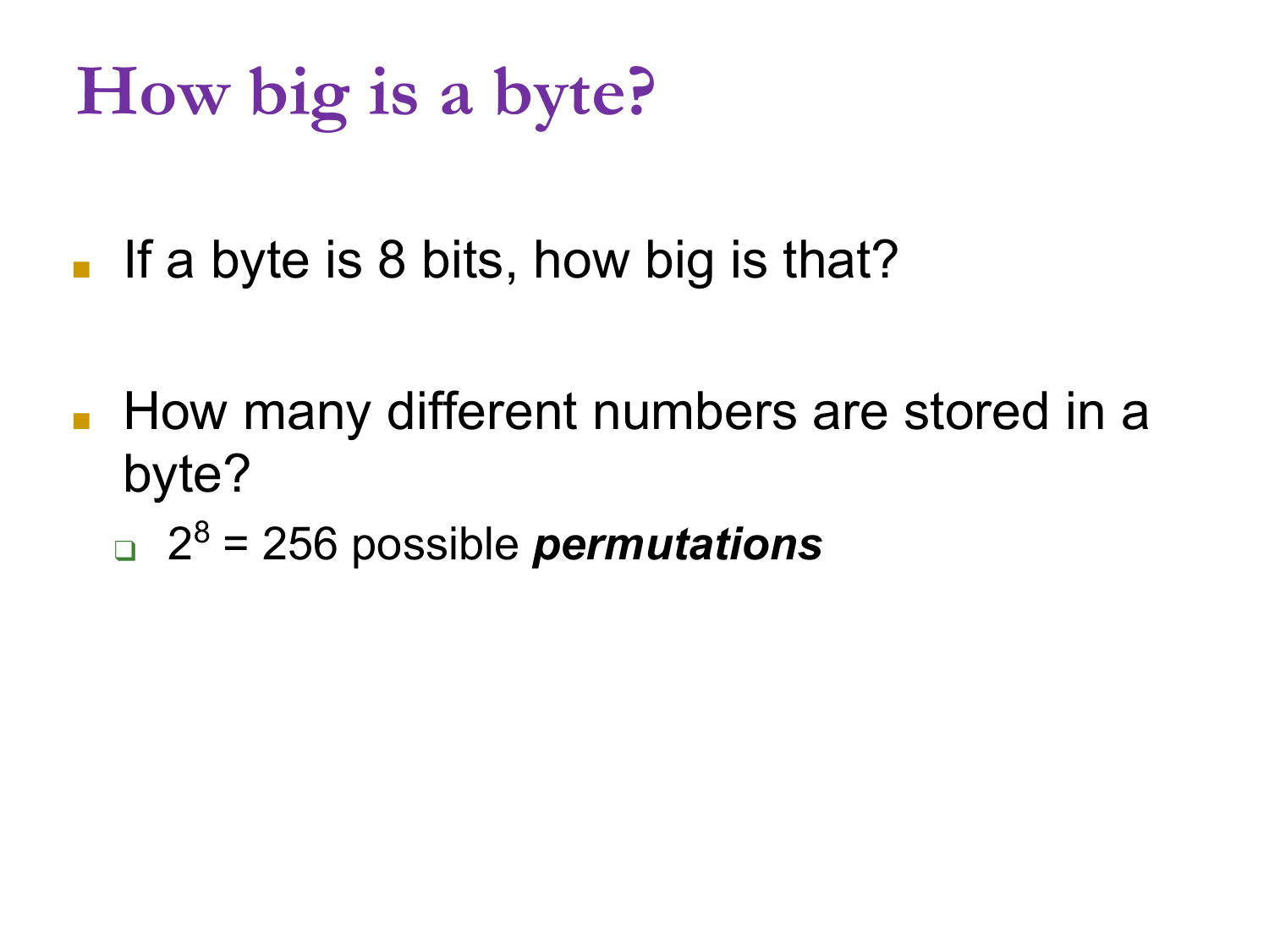# How big is a byte?

- If a byte is 8 bits, how big is that?

- How many different numbers are stored in a byte?
  - $2^8$ = 256 possible ***permutations***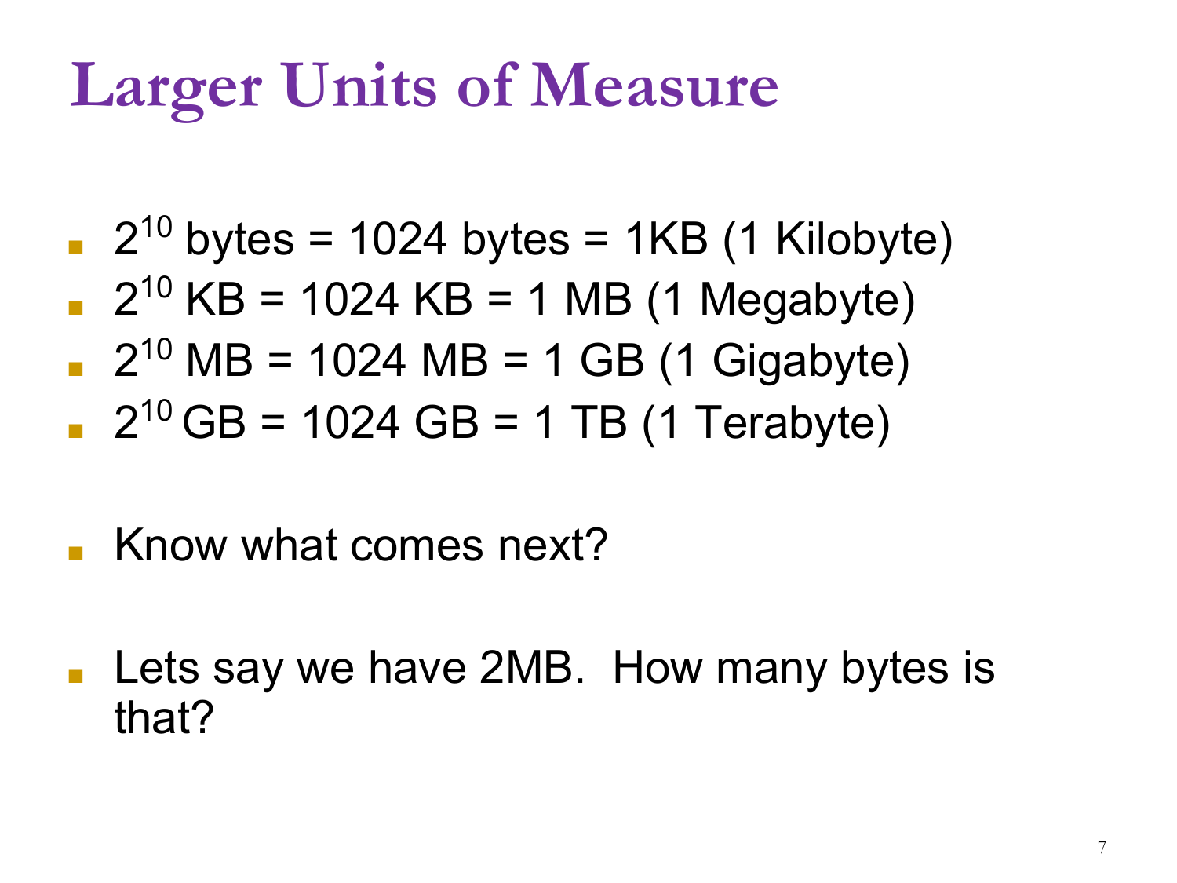# Larger Units of Measure

- $2^{10}$ bytes = 1024 bytes = 1KB (1 Kilobyte)
- $2^{10}$ KB = 1024 KB = 1 MB (1 Megabyte)
- $2^{10}$ MB = 1024 MB = 1 GB (1 Gigabyte)
- $2^{10}$ GB = 1024 GB = 1 TB (1 Terabyte)

- Know what comes next?

- Lets say we have 2MB. How many bytes is that?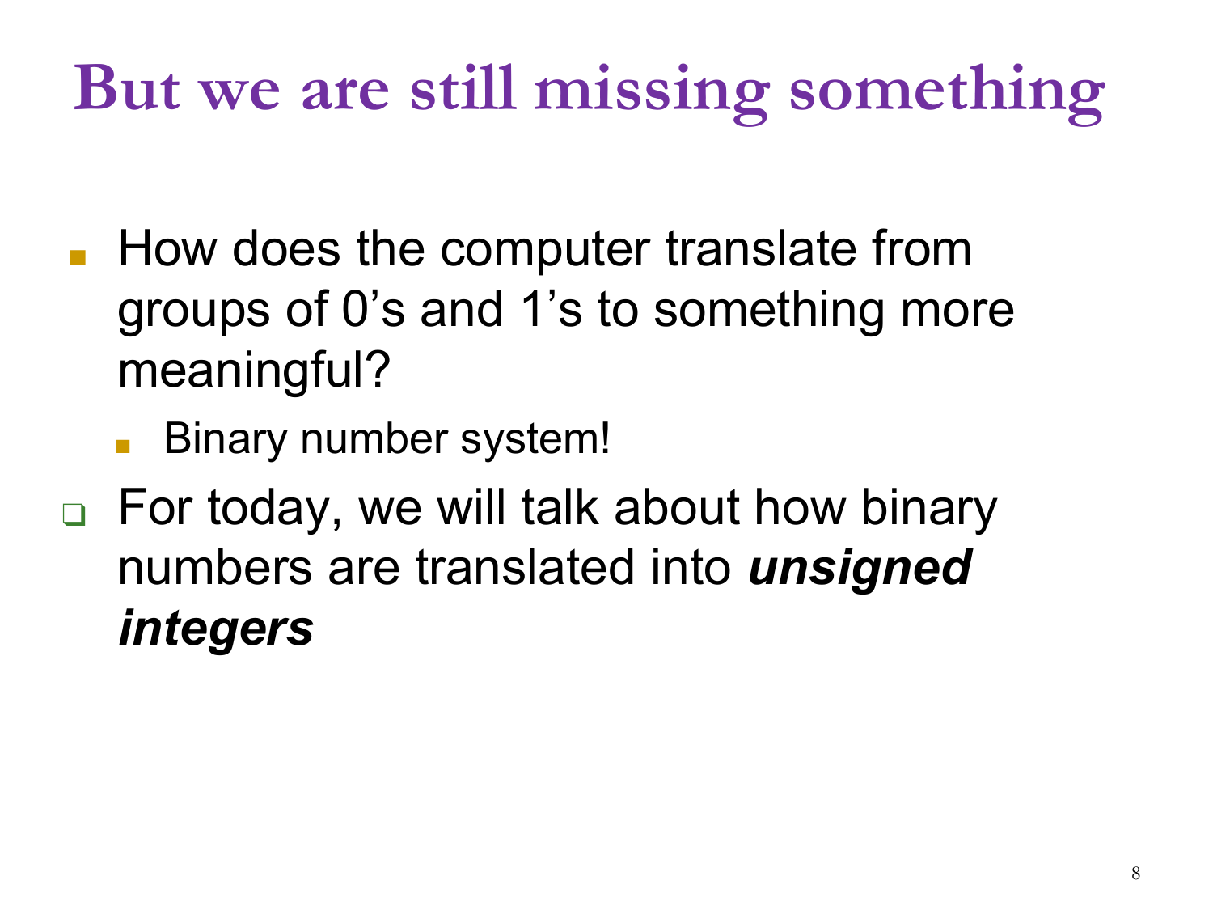# But we are still missing something

- How does the computer translate from groups of 0's and 1's to something more meaningful?
  - Binary number system!
- For today, we will talk about how binary numbers are translated into ***unsigned integers***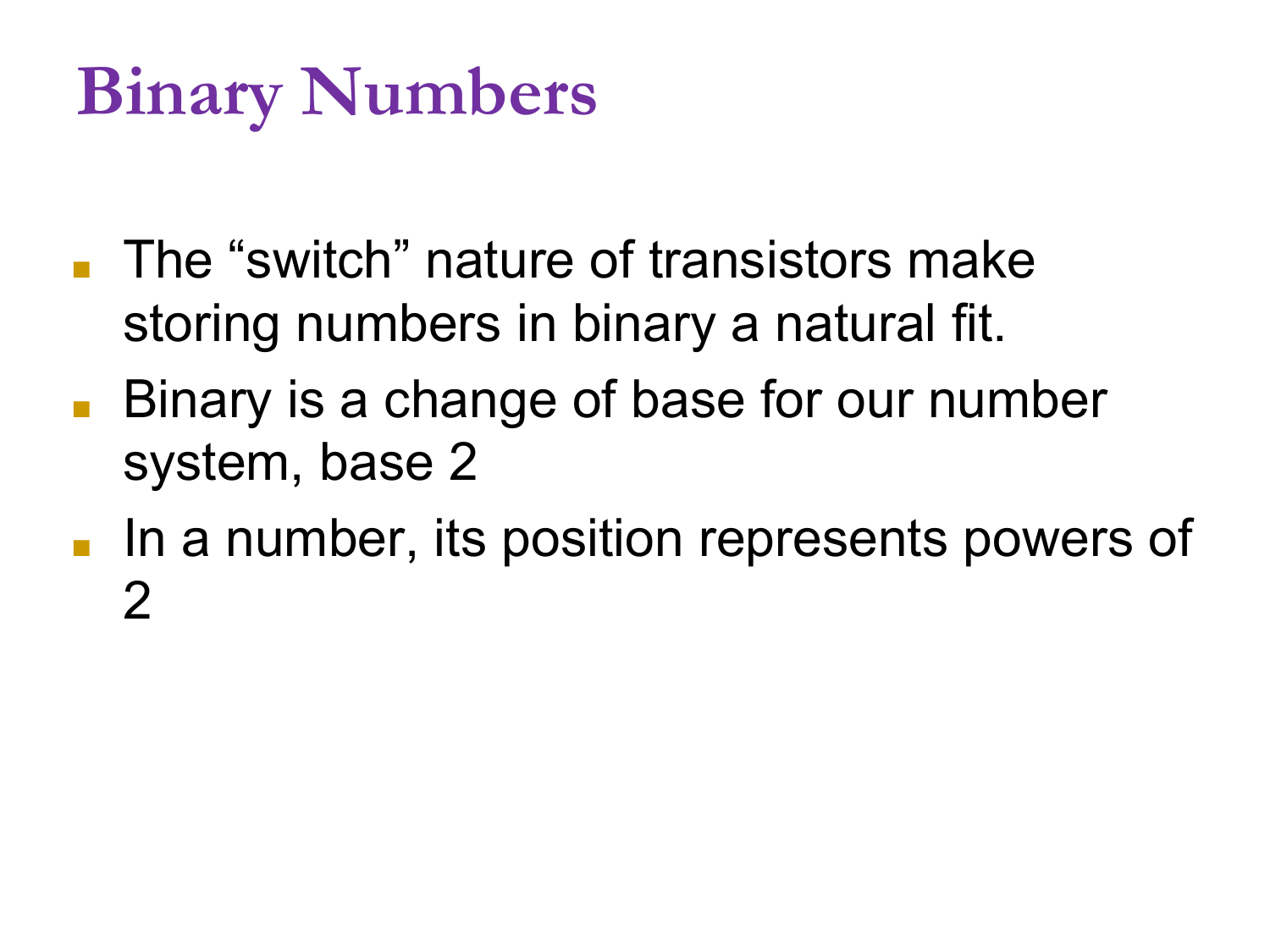# Binary Numbers

- The “switch” nature of transistors make storing numbers in binary a natural fit.
- Binary is a change of base for our number system, base 2
- In a number, its position represents powers of 2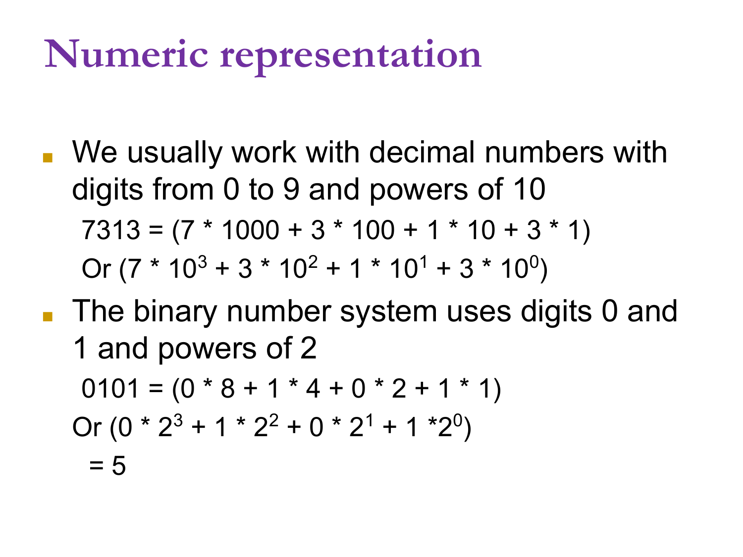# Numeric representation

- We usually work with decimal numbers with digits from 0 to 9 and powers of 10

  7313 = (7 * 1000 + 3 * 100 + 1 * 10 + 3 * 1)

  Or $(7 * 10^3 + 3 * 10^2 + 1 * 10^1 + 3 * 10^0)$

- The binary number system uses digits 0 and 1 and powers of 2

  0101 = (0 * 8 + 1 * 4 + 0 * 2 + 1 * 1)

  Or $(0 * 2^3 + 1 * 2^2 + 0 * 2^1 + 1 * 2^0)$

  = 5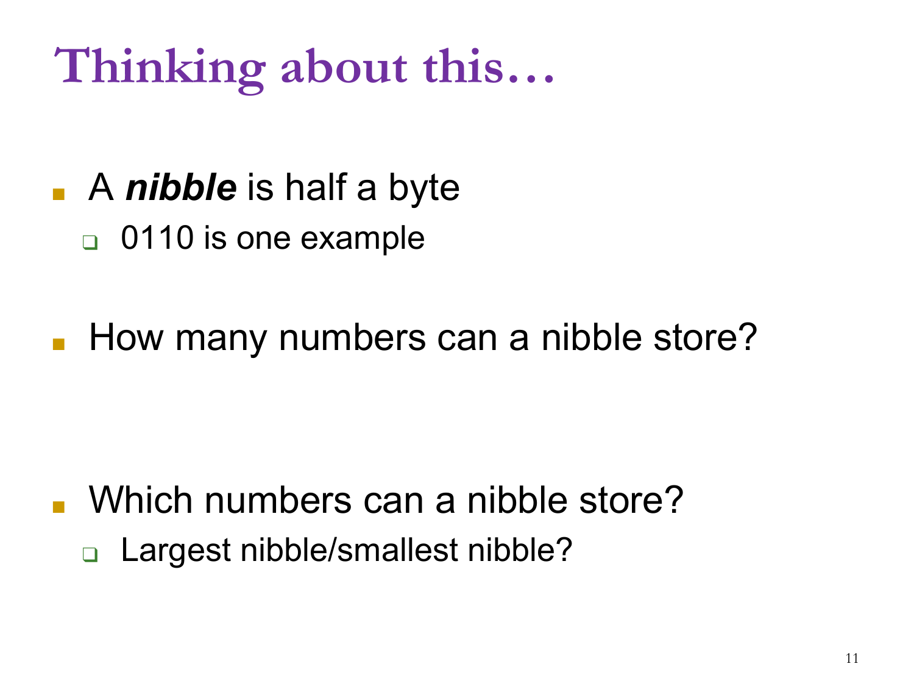# Thinking about this…

- A ***nibble*** is half a byte
  - 0110 is one example

- How many numbers can a nibble store?

- Which numbers can a nibble store?
  - Largest nibble/smallest nibble?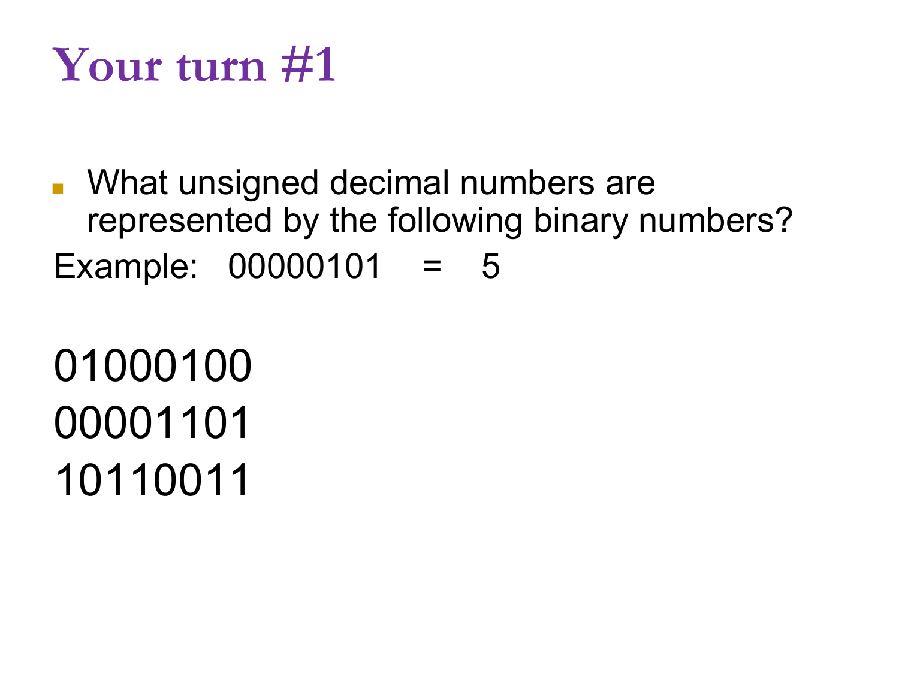# Your turn #1

- What unsigned decimal numbers are represented by the following binary numbers?

Example: 00000101 = 5

01000100

00001101

10110011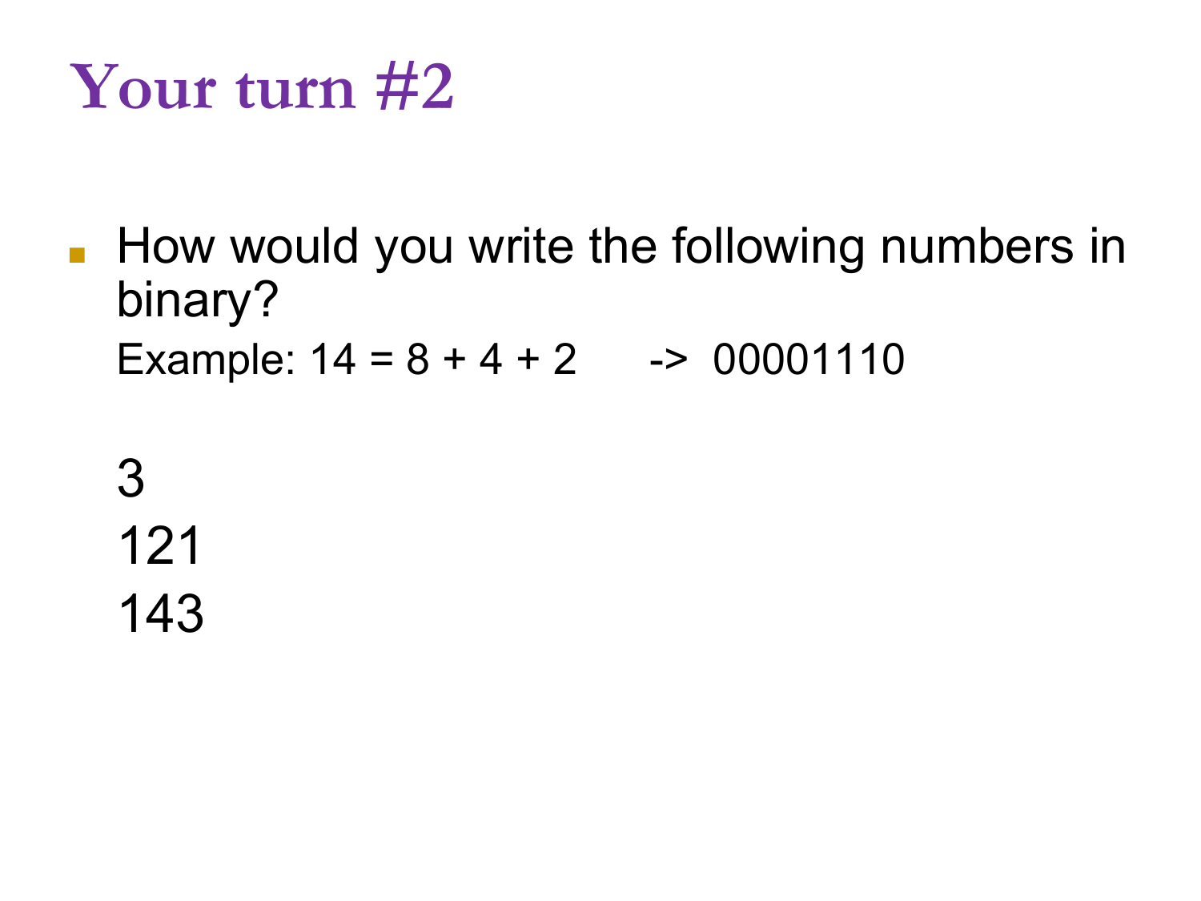# Your turn #2

- How would you write the following numbers in binary?

  Example: 14 = 8 + 4 + 2 -> 00001110

  3

  121

  143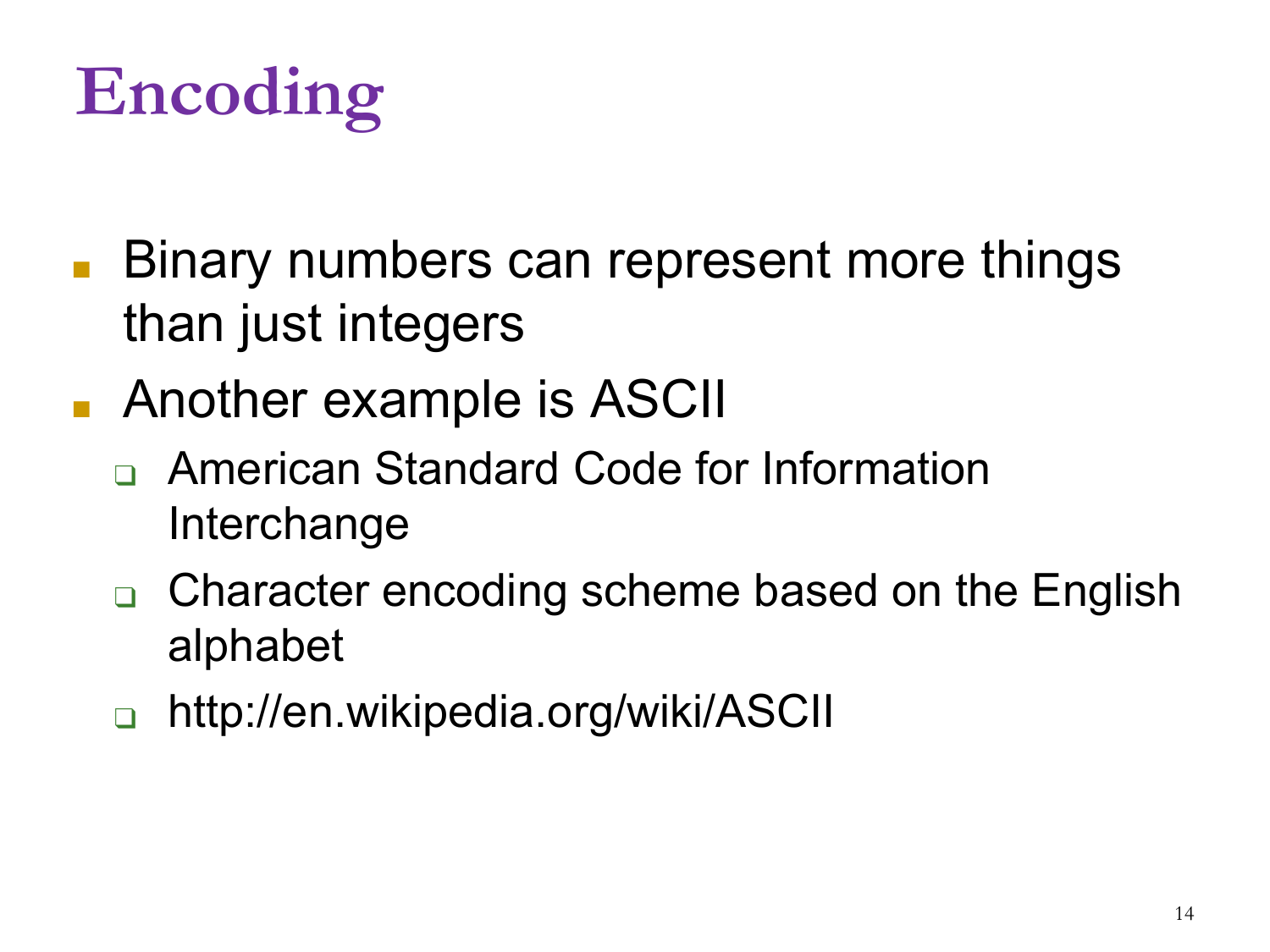# Encoding

- Binary numbers can represent more things than just integers
- Another example is ASCII
  - American Standard Code for Information Interchange
  - Character encoding scheme based on the English alphabet
  - http://en.wikipedia.org/wiki/ASCII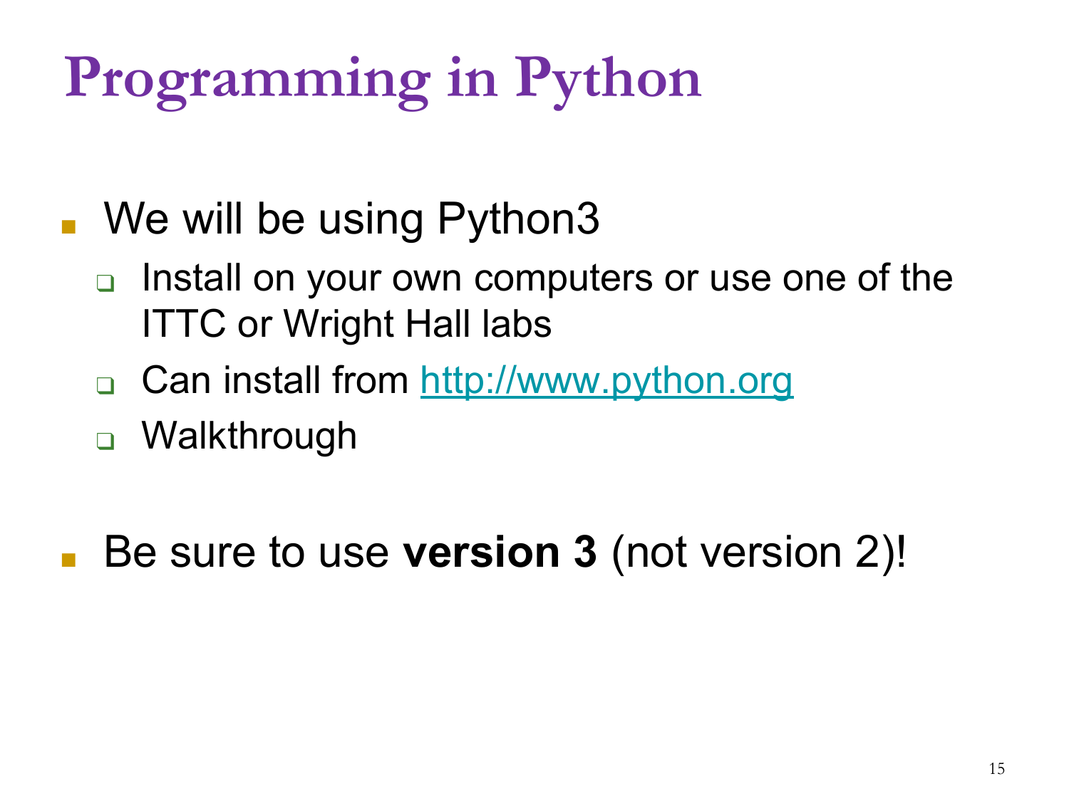# Programming in Python

- We will be using Python3
  - Install on your own computers or use one of the ITTC or Wright Hall labs
  - Can install from [http://www.python.org](http://www.python.org)
  - Walkthrough

- Be sure to use **version 3** (not version 2)!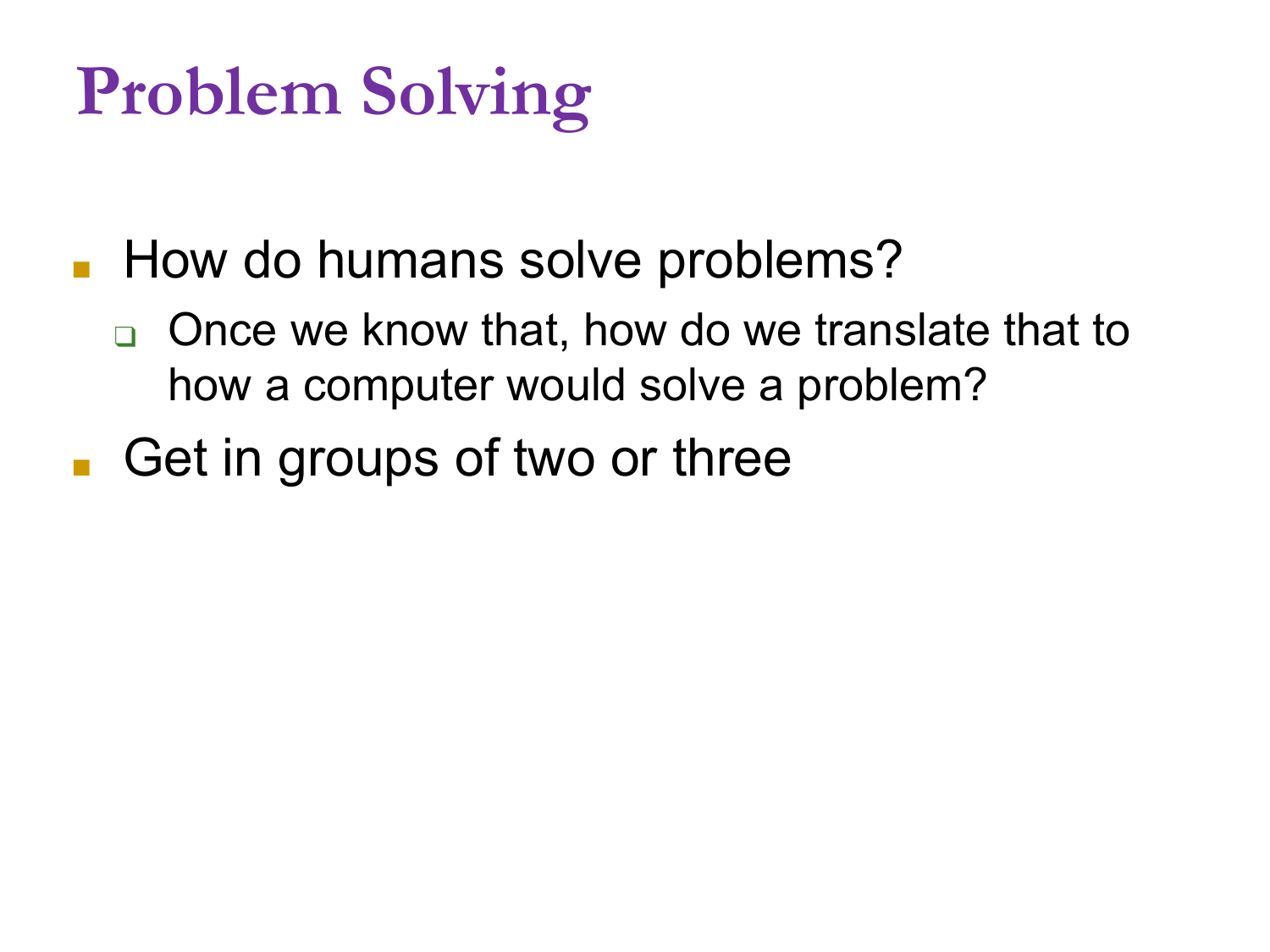# Problem Solving

- How do humans solve problems?
  - Once we know that, how do we translate that to how a computer would solve a problem?
- Get in groups of two or three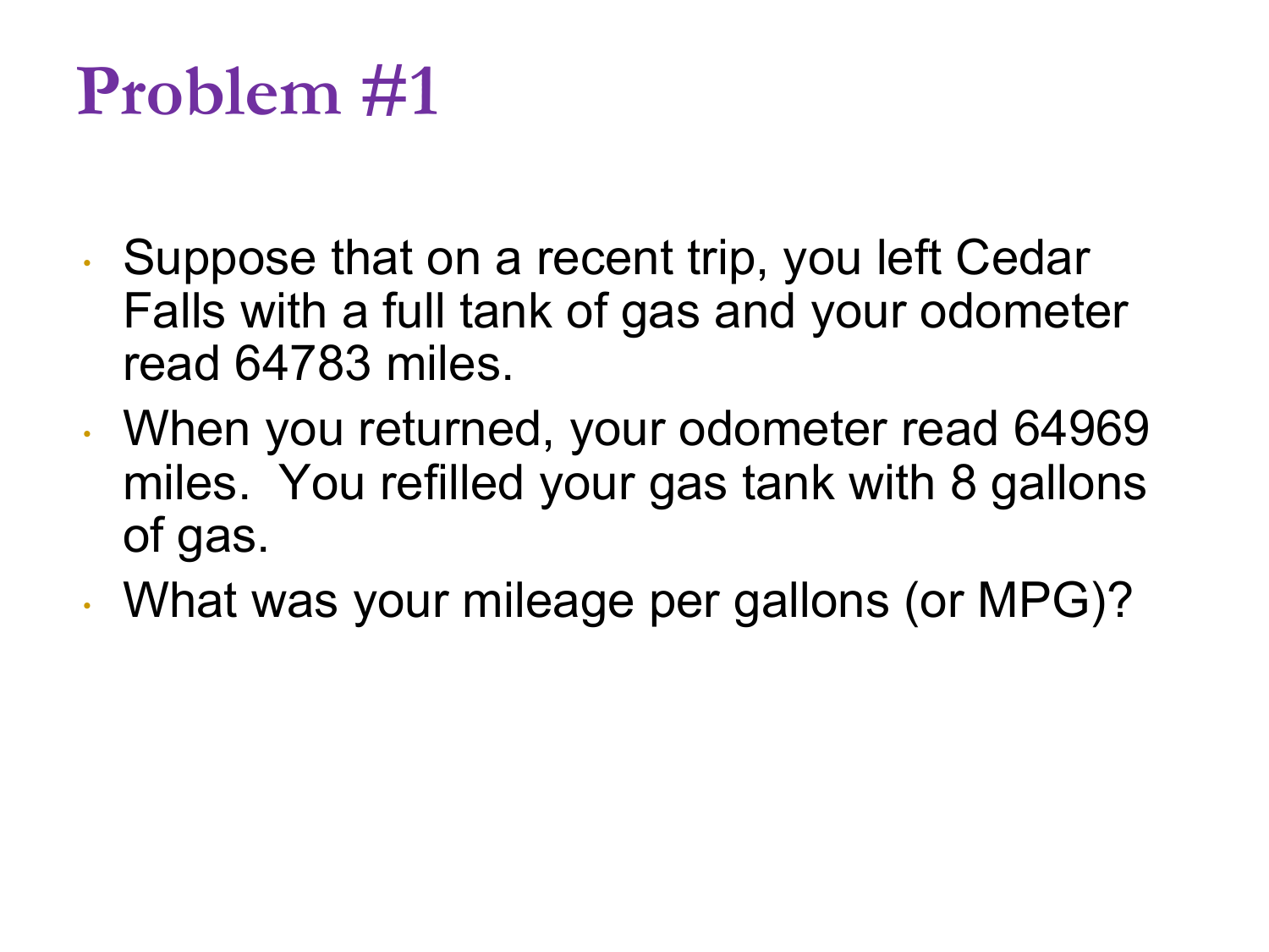# Problem #1

- Suppose that on a recent trip, you left Cedar Falls with a full tank of gas and your odometer read 64783 miles.
- When you returned, your odometer read 64969 miles.  You refilled your gas tank with 8 gallons of gas.
- What was your mileage per gallons (or MPG)?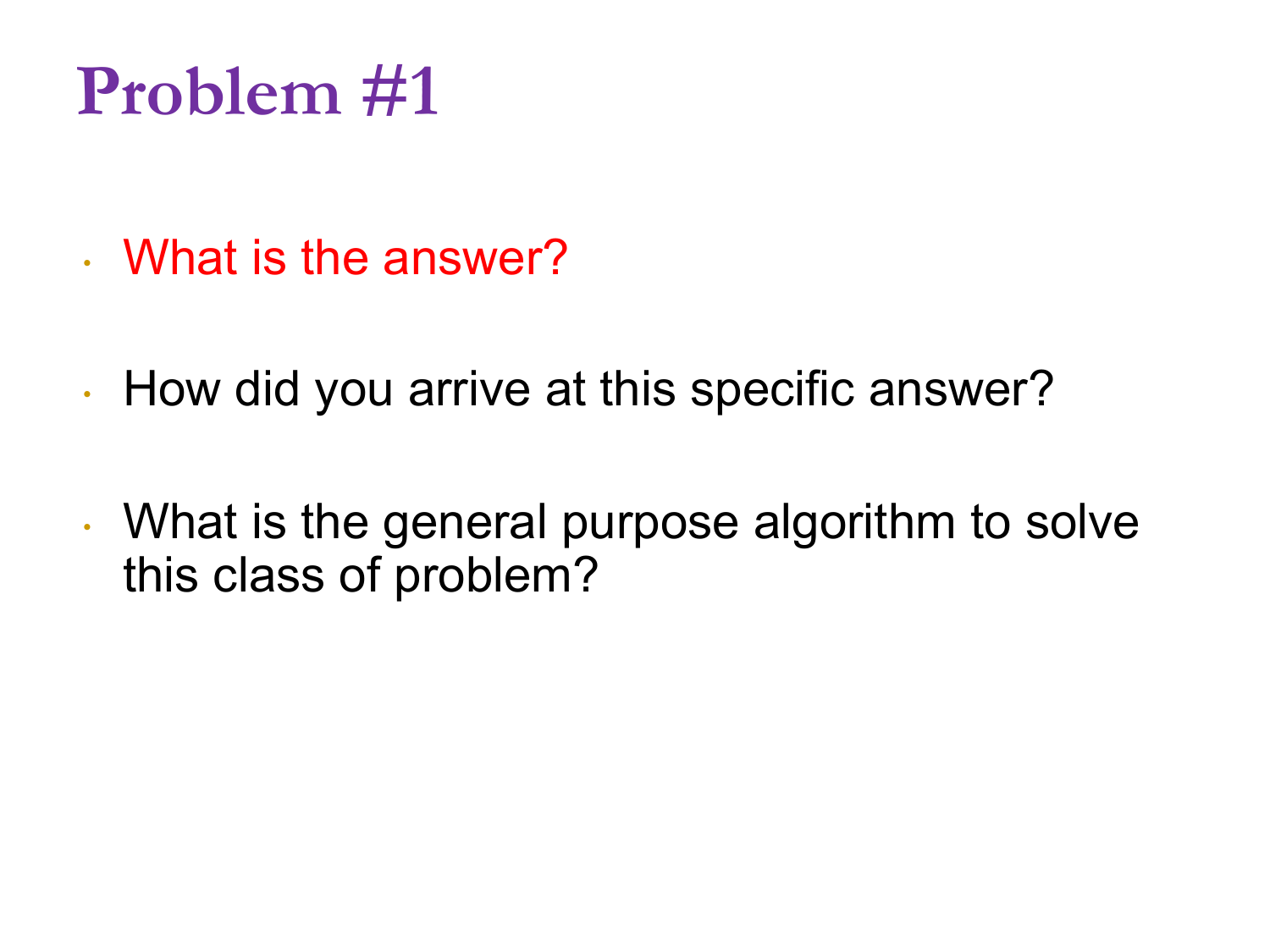# Problem #1

- What is the answer?
- How did you arrive at this specific answer?
- What is the general purpose algorithm to solve this class of problem?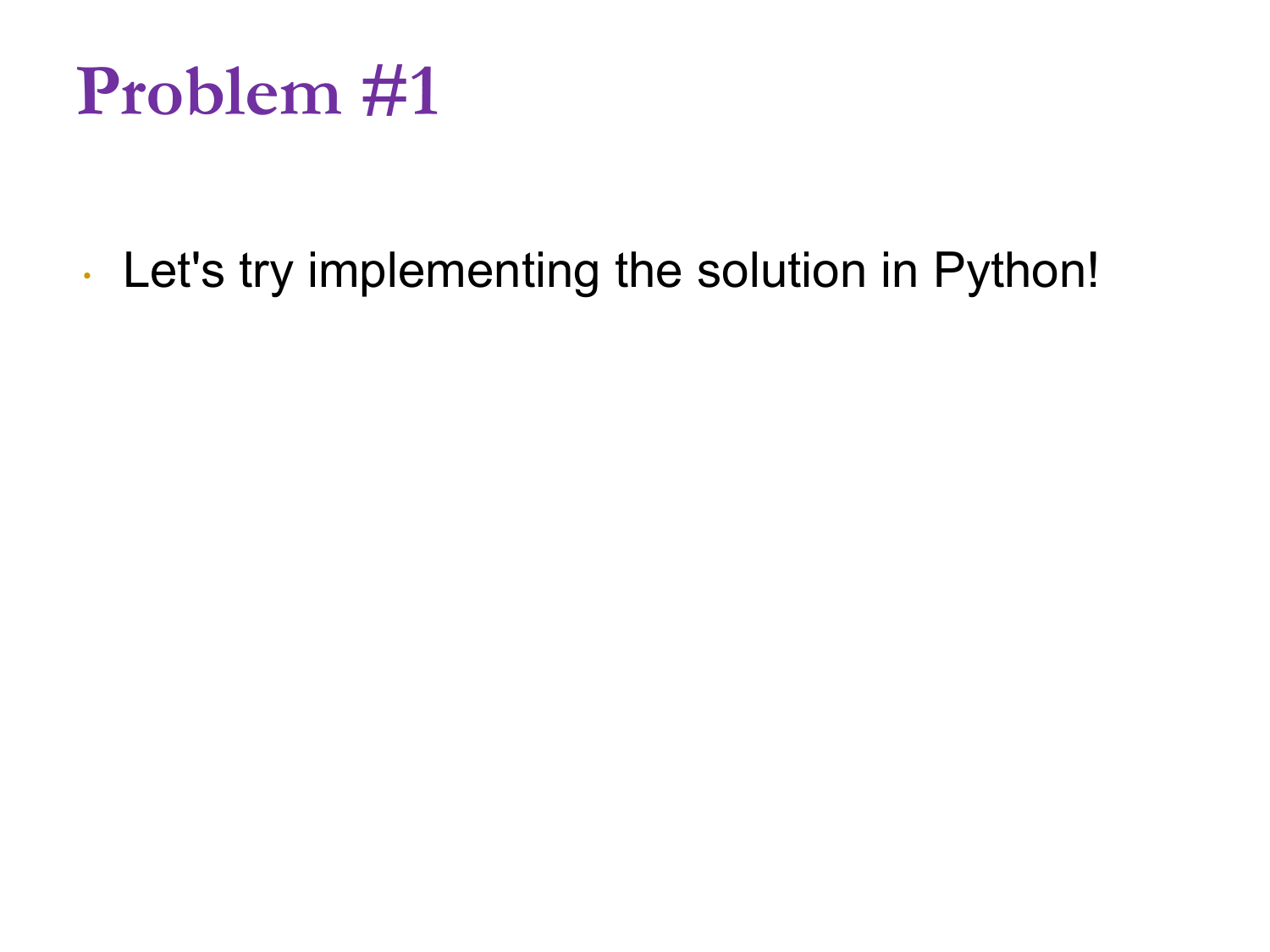# Problem #1

- Let's try implementing the solution in Python!